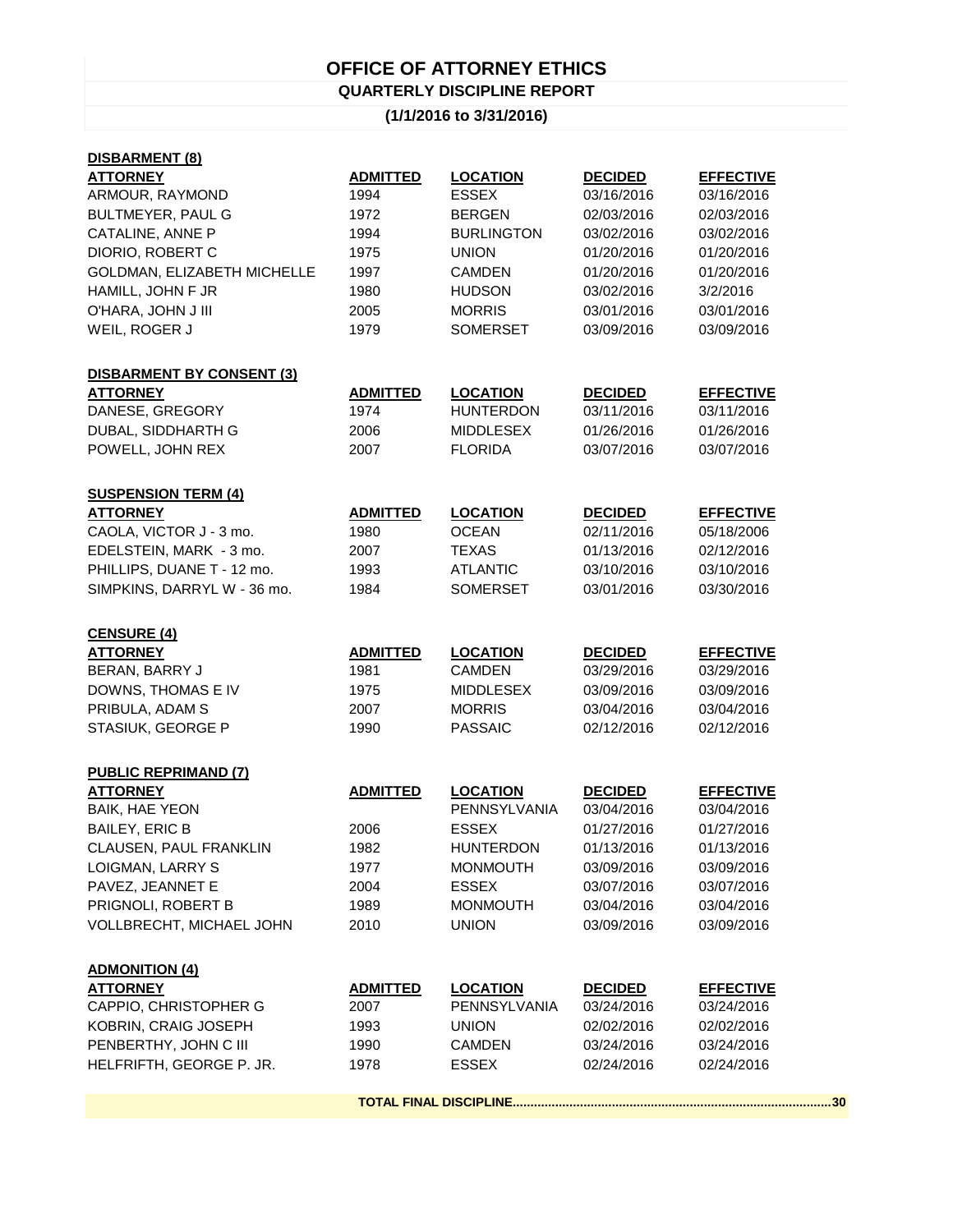# OFFICE OF ATTORNEY ETHICS

## QUARTERLY DISCIPLINE REPORT

### (1/1/2016 to 3/31/2016)

**DISBARMENT (8)**

| ATTORNEY | ADMITTED | LOCATION | DECIDED | EFFECTIVE |
|---|---|---|---|---|
| ARMOUR, RAYMOND | 1994 | ESSEX | 03/16/2016 | 03/16/2016 |
| BULTMEYER, PAUL G | 1972 | BERGEN | 02/03/2016 | 02/03/2016 |
| CATALINE, ANNE P | 1994 | BURLINGTON | 03/02/2016 | 03/02/2016 |
| DIORIO, ROBERT C | 1975 | UNION | 01/20/2016 | 01/20/2016 |
| GOLDMAN, ELIZABETH MICHELLE | 1997 | CAMDEN | 01/20/2016 | 01/20/2016 |
| HAMILL, JOHN F JR | 1980 | HUDSON | 03/02/2016 | 3/2/2016 |
| O'HARA, JOHN J III | 2005 | MORRIS | 03/01/2016 | 03/01/2016 |
| WEIL, ROGER J | 1979 | SOMERSET | 03/09/2016 | 03/09/2016 |

**DISBARMENT BY CONSENT (3)**

| ATTORNEY | ADMITTED | LOCATION | DECIDED | EFFECTIVE |
|---|---|---|---|---|
| DANESE, GREGORY | 1974 | HUNTERDON | 03/11/2016 | 03/11/2016 |
| DUBAL, SIDDHARTH G | 2006 | MIDDLESEX | 01/26/2016 | 01/26/2016 |
| POWELL, JOHN REX | 2007 | FLORIDA | 03/07/2016 | 03/07/2016 |

**SUSPENSION TERM (4)**

| ATTORNEY | ADMITTED | LOCATION | DECIDED | EFFECTIVE |
|---|---|---|---|---|
| CAOLA, VICTOR J - 3 mo. | 1980 | OCEAN | 02/11/2016 | 05/18/2006 |
| EDELSTEIN, MARK - 3 mo. | 2007 | TEXAS | 01/13/2016 | 02/12/2016 |
| PHILLIPS, DUANE T - 12 mo. | 1993 | ATLANTIC | 03/10/2016 | 03/10/2016 |
| SIMPKINS, DARRYL W - 36 mo. | 1984 | SOMERSET | 03/01/2016 | 03/30/2016 |

**CENSURE (4)**

| ATTORNEY | ADMITTED | LOCATION | DECIDED | EFFECTIVE |
|---|---|---|---|---|
| BERAN, BARRY J | 1981 | CAMDEN | 03/29/2016 | 03/29/2016 |
| DOWNS, THOMAS E IV | 1975 | MIDDLESEX | 03/09/2016 | 03/09/2016 |
| PRIBULA, ADAM S | 2007 | MORRIS | 03/04/2016 | 03/04/2016 |
| STASIUK, GEORGE P | 1990 | PASSAIC | 02/12/2016 | 02/12/2016 |

**PUBLIC REPRIMAND (7)**

| ATTORNEY | ADMITTED | LOCATION | DECIDED | EFFECTIVE |
|---|---|---|---|---|
| BAIK, HAE YEON | | PENNSYLVANIA | 03/04/2016 | 03/04/2016 |
| BAILEY, ERIC B | 2006 | ESSEX | 01/27/2016 | 01/27/2016 |
| CLAUSEN, PAUL FRANKLIN | 1982 | HUNTERDON | 01/13/2016 | 01/13/2016 |
| LOIGMAN, LARRY S | 1977 | MONMOUTH | 03/09/2016 | 03/09/2016 |
| PAVEZ, JEANNET E | 2004 | ESSEX | 03/07/2016 | 03/07/2016 |
| PRIGNOLI, ROBERT B | 1989 | MONMOUTH | 03/04/2016 | 03/04/2016 |
| VOLLBRECHT, MICHAEL JOHN | 2010 | UNION | 03/09/2016 | 03/09/2016 |

**ADMONITION (4)**

| ATTORNEY | ADMITTED | LOCATION | DECIDED | EFFECTIVE |
|---|---|---|---|---|
| CAPPIO, CHRISTOPHER G | 2007 | PENNSYLVANIA | 03/24/2016 | 03/24/2016 |
| KOBRIN, CRAIG JOSEPH | 1993 | UNION | 02/02/2016 | 02/02/2016 |
| PENBERTHY, JOHN C III | 1990 | CAMDEN | 03/24/2016 | 03/24/2016 |
| HELFRIFTH, GEORGE P. JR. | 1978 | ESSEX | 02/24/2016 | 02/24/2016 |

**TOTAL FINAL DISCIPLINE..........................................................................................30**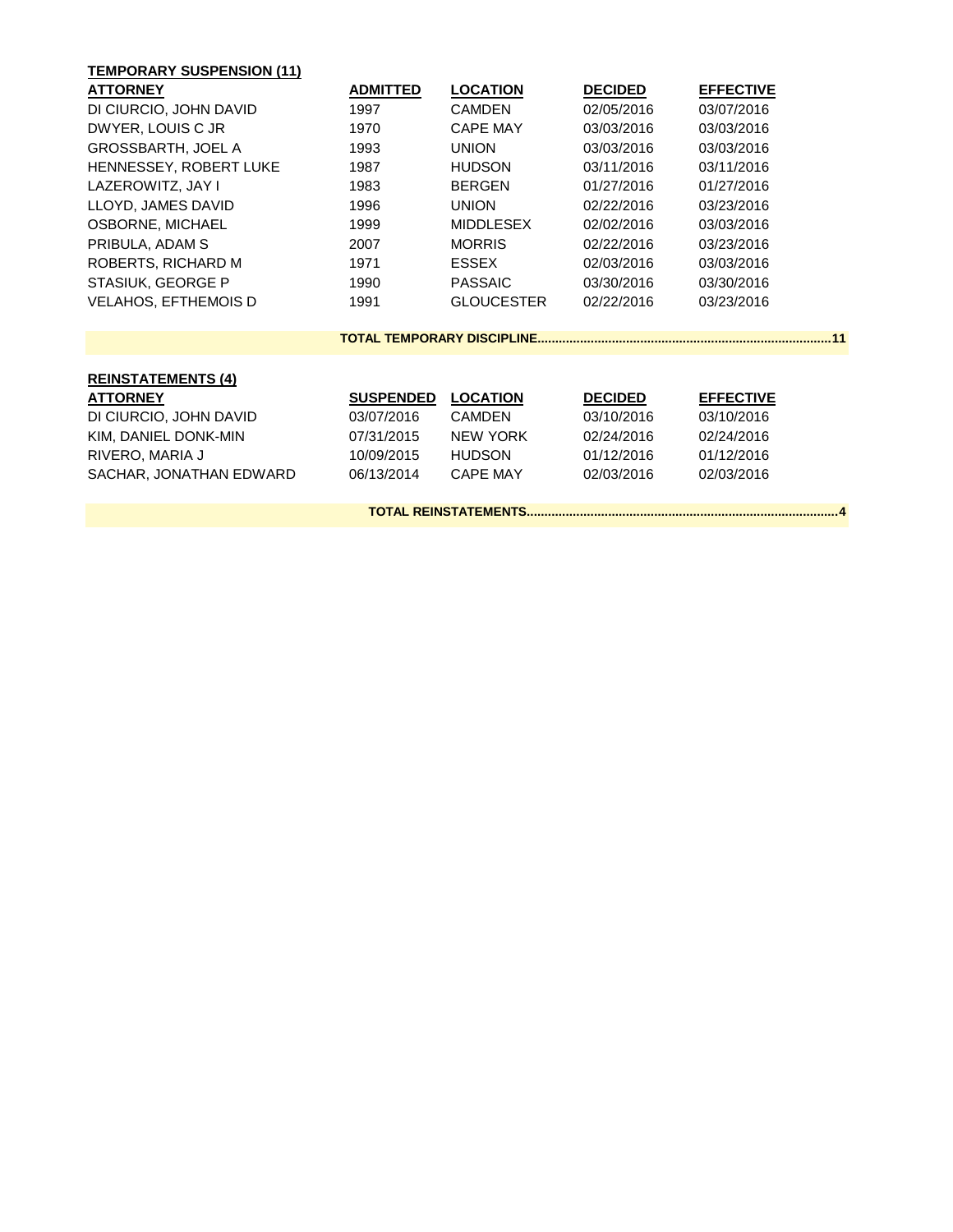**TEMPORARY SUSPENSION (11)**

| ATTORNEY | ADMITTED | LOCATION | DECIDED | EFFECTIVE |
|---|---|---|---|---|
| DI CIURCIO, JOHN DAVID | 1997 | CAMDEN | 02/05/2016 | 03/07/2016 |
| DWYER, LOUIS C JR | 1970 | CAPE MAY | 03/03/2016 | 03/03/2016 |
| GROSSBARTH, JOEL A | 1993 | UNION | 03/03/2016 | 03/03/2016 |
| HENNESSEY, ROBERT LUKE | 1987 | HUDSON | 03/11/2016 | 03/11/2016 |
| LAZEROWITZ, JAY I | 1983 | BERGEN | 01/27/2016 | 01/27/2016 |
| LLOYD, JAMES DAVID | 1996 | UNION | 02/22/2016 | 03/23/2016 |
| OSBORNE, MICHAEL | 1999 | MIDDLESEX | 02/02/2016 | 03/03/2016 |
| PRIBULA, ADAM S | 2007 | MORRIS | 02/22/2016 | 03/23/2016 |
| ROBERTS, RICHARD M | 1971 | ESSEX | 02/03/2016 | 03/03/2016 |
| STASIUK, GEORGE P | 1990 | PASSAIC | 03/30/2016 | 03/30/2016 |
| VELAHOS, EFTHEMOIS D | 1991 | GLOUCESTER | 02/22/2016 | 03/23/2016 |

**TOTAL TEMPORARY DISCIPLINE.................................................................................11**

**REINSTATEMENTS (4)**

| ATTORNEY | SUSPENDED | LOCATION | DECIDED | EFFECTIVE |
|---|---|---|---|---|
| DI CIURCIO, JOHN DAVID | 03/07/2016 | CAMDEN | 03/10/2016 | 03/10/2016 |
| KIM, DANIEL DONK-MIN | 07/31/2015 | NEW YORK | 02/24/2016 | 02/24/2016 |
| RIVERO, MARIA J | 10/09/2015 | HUDSON | 01/12/2016 | 01/12/2016 |
| SACHAR, JONATHAN EDWARD | 06/13/2014 | CAPE MAY | 02/03/2016 | 02/03/2016 |

**TOTAL REINSTATEMENTS.......................................................................................4**